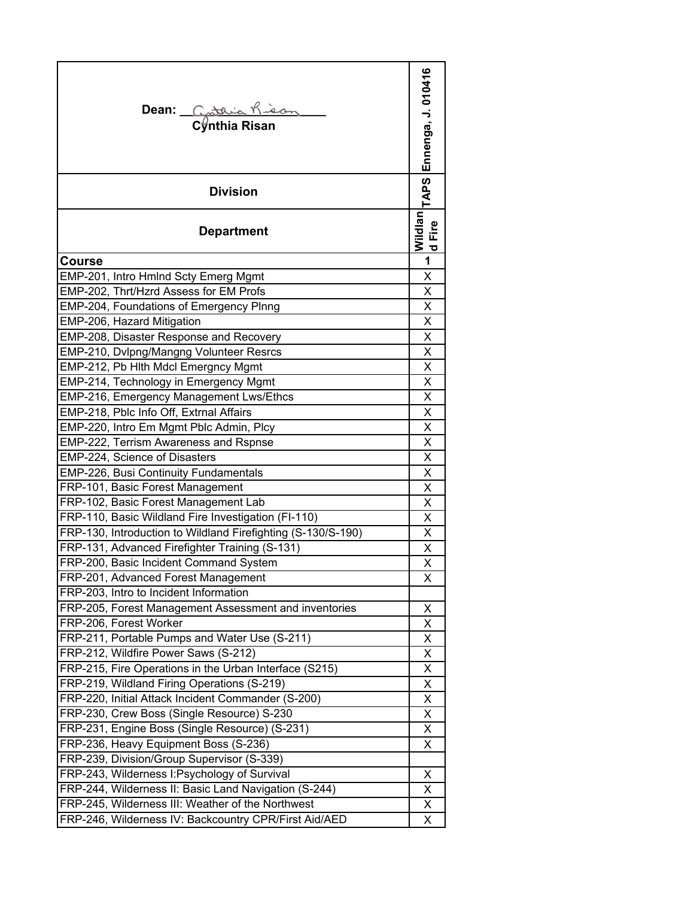| Dean: Cynthia Risan | Ennenga, J. 010416 |
| --- | --- |
| Division | TAPS |
| Department | Wildland Fire |
| **Course** | **1** |
| EMP-201, Intro Hmlnd Scty Emerg Mgmt | X |
| EMP-202, Thrt/Hzrd Assess for EM Profs | X |
| EMP-204, Foundations of Emergency Plnng | X |
| EMP-206, Hazard Mitigation | X |
| EMP-208, Disaster Response and Recovery | X |
| EMP-210, Dvlpng/Mangng Volunteer Resrcs | X |
| EMP-212, Pb Hlth Mdcl Emergncy Mgmt | X |
| EMP-214, Technology in Emergency Mgmt | X |
| EMP-216, Emergency Management Lws/Ethcs | X |
| EMP-218, Pblc Info Off, Extrnal Affairs | X |
| EMP-220, Intro Em Mgmt Pblc Admin, Plcy | X |
| EMP-222, Terrism Awareness and Rspnse | X |
| EMP-224, Science of Disasters | X |
| EMP-226, Busi Continuity Fundamentals | X |
| FRP-101, Basic Forest Management | X |
| FRP-102, Basic Forest Management Lab | X |
| FRP-110, Basic Wildland Fire Investigation (FI-110) | X |
| FRP-130, Introduction to Wildland Firefighting (S-130/S-190) | X |
| FRP-131, Advanced Firefighter Training (S-131) | X |
| FRP-200, Basic Incident Command System | X |
| FRP-201, Advanced Forest Management | X |
| FRP-203, Intro to Incident Information | |
| FRP-205, Forest Management Assessment and inventories | X |
| FRP-206, Forest Worker | X |
| FRP-211, Portable Pumps and Water Use (S-211) | X |
| FRP-212, Wildfire Power Saws (S-212) | X |
| FRP-215, Fire Operations in the Urban Interface (S215) | X |
| FRP-219, Wildland Firing Operations (S-219) | X |
| FRP-220, Initial Attack Incident Commander (S-200) | X |
| FRP-230, Crew Boss (Single Resource) S-230 | X |
| FRP-231, Engine Boss (Single Resource) (S-231) | X |
| FRP-236, Heavy Equipment Boss (S-236) | X |
| FRP-239, Division/Group Supervisor (S-339) | |
| FRP-243, Wilderness I:Psychology of Survival | X |
| FRP-244, Wilderness II: Basic Land Navigation (S-244) | X |
| FRP-245, Wilderness III: Weather of the Northwest | X |
| FRP-246, Wilderness IV: Backcountry CPR/First Aid/AED | X |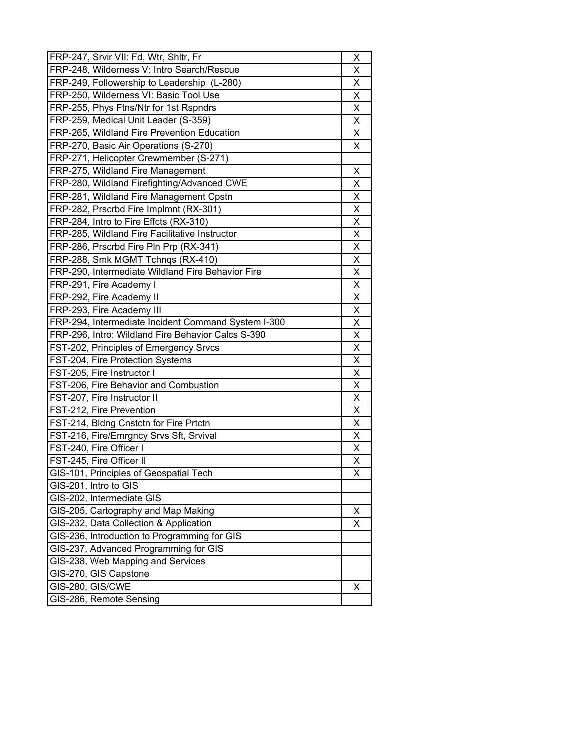| | |
|---|---|
| FRP-247, Srvir VII: Fd, Wtr, Shltr, Fr | X |
| FRP-248, Wilderness V: Intro Search/Rescue | X |
| FRP-249, Followership to Leadership (L-280) | X |
| FRP-250, Wilderness VI: Basic Tool Use | X |
| FRP-255, Phys Ftns/Ntr for 1st Rspndrs | X |
| FRP-259, Medical Unit Leader (S-359) | X |
| FRP-265, Wildland Fire Prevention Education | X |
| FRP-270, Basic Air Operations (S-270) | X |
| FRP-271, Helicopter Crewmember (S-271) | |
| FRP-275, Wildland Fire Management | X |
| FRP-280, Wildland Firefighting/Advanced CWE | X |
| FRP-281, Wildland Fire Management Cpstn | X |
| FRP-282, Prscrbd Fire Implmnt (RX-301) | X |
| FRP-284, Intro to Fire Effcts (RX-310) | X |
| FRP-285, Wildland Fire Facilitative Instructor | X |
| FRP-286, Prscrbd Fire Pln Prp (RX-341) | X |
| FRP-288, Smk MGMT Tchnqs (RX-410) | X |
| FRP-290, Intermediate Wildland Fire Behavior Fire | X |
| FRP-291, Fire Academy I | X |
| FRP-292, Fire Academy II | X |
| FRP-293, Fire Academy III | X |
| FRP-294, Intermediate Incident Command System I-300 | X |
| FRP-296, Intro: Wildland Fire Behavior Calcs S-390 | X |
| FST-202, Principles of Emergency Srvcs | X |
| FST-204, Fire Protection Systems | X |
| FST-205, Fire Instructor I | X |
| FST-206, Fire Behavior and Combustion | X |
| FST-207, Fire Instructor II | X |
| FST-212, Fire Prevention | X |
| FST-214, Bldng Cnstctn for Fire Prtctn | X |
| FST-216, Fire/Emrgncy Srvs Sft, Srvival | X |
| FST-240, Fire Officer I | X |
| FST-245, Fire Officer II | X |
| GIS-101, Principles of Geospatial Tech | X |
| GIS-201, Intro to GIS | |
| GIS-202, Intermediate GIS | |
| GIS-205, Cartography and Map Making | X |
| GIS-232, Data Collection & Application | X |
| GIS-236, Introduction to Programming for GIS | |
| GIS-237, Advanced Programming for GIS | |
| GIS-238, Web Mapping and Services | |
| GIS-270, GIS Capstone | |
| GIS-280, GIS/CWE | X |
| GIS-286, Remote Sensing | |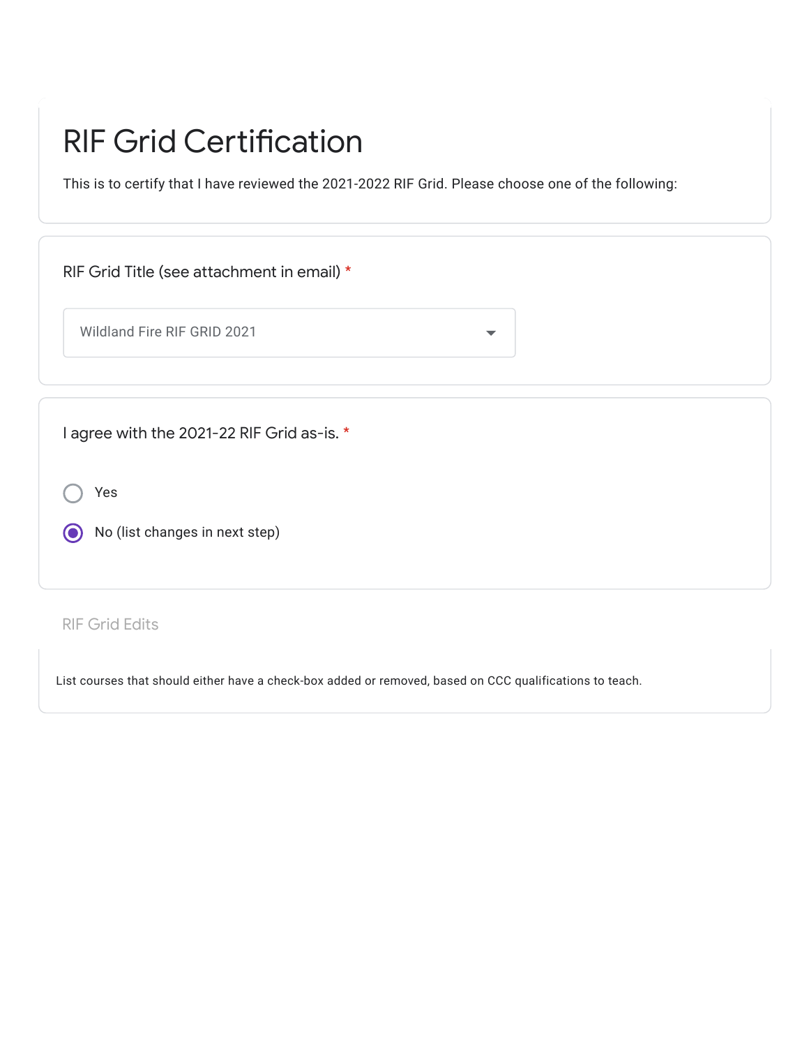# RIF Grid Certification

This is to certify that I have reviewed the 2021-2022 RIF Grid. Please choose one of the following:

RIF Grid Title (see attachment in email) *

Wildland Fire RIF GRID 2021

I agree with the 2021-22 RIF Grid as-is. *

- ( ) Yes
- (●) No (list changes in next step)

## RIF Grid Edits

List courses that should either have a check-box added or removed, based on CCC qualifications to teach.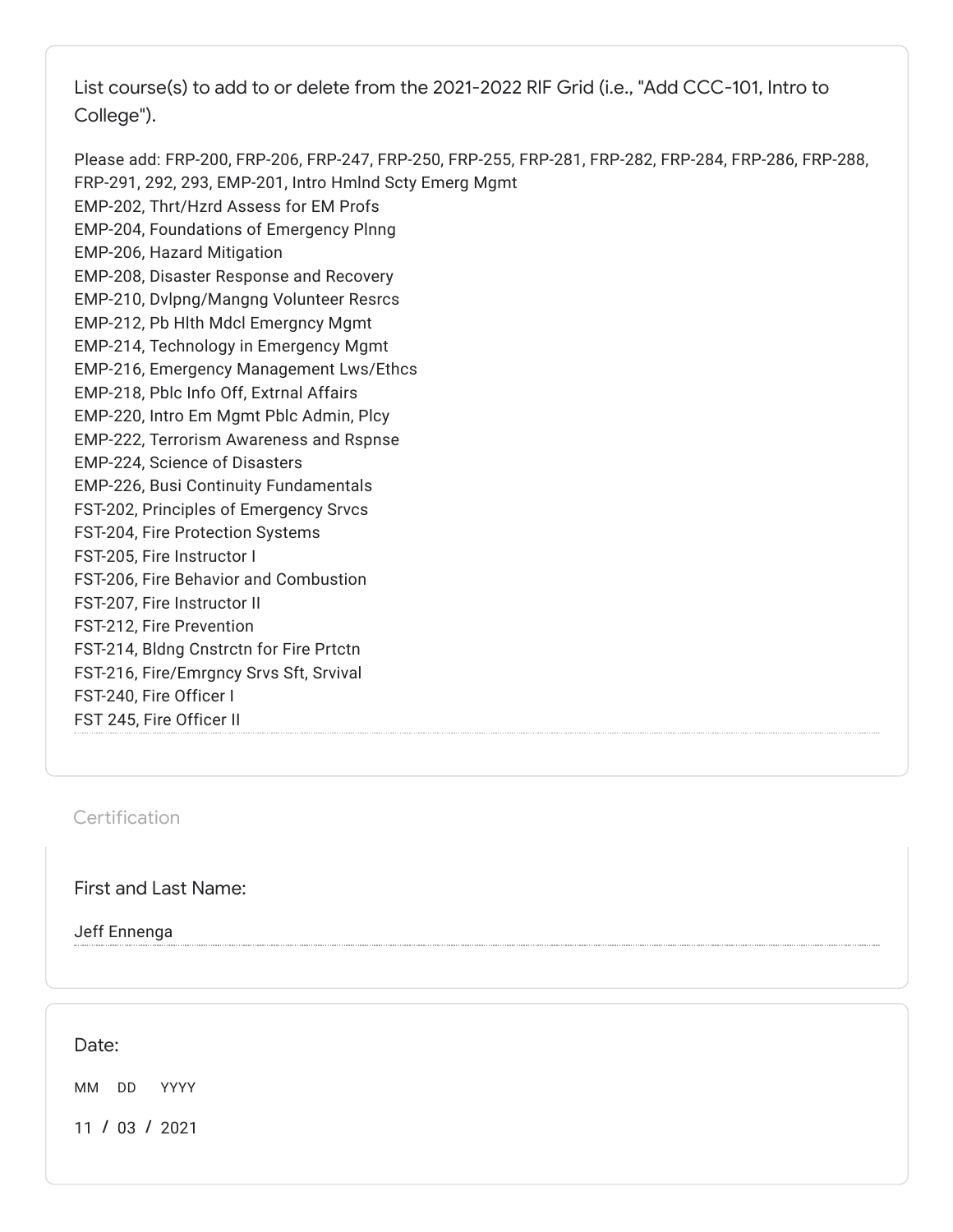List course(s) to add to or delete from the 2021-2022 RIF Grid (i.e., "Add CCC-101, Intro to College").

Please add: FRP-200, FRP-206, FRP-247, FRP-250, FRP-255, FRP-281, FRP-282, FRP-284, FRP-286, FRP-288, FRP-291, 292, 293, EMP-201, Intro Hmlnd Scty Emerg Mgmt
EMP-202, Thrt/Hzrd Assess for EM Profs
EMP-204, Foundations of Emergency Plnng
EMP-206, Hazard Mitigation
EMP-208, Disaster Response and Recovery
EMP-210, Dvlpng/Mangng Volunteer Resrcs
EMP-212, Pb Hlth Mdcl Emergncy Mgmt
EMP-214, Technology in Emergency Mgmt
EMP-216, Emergency Management Lws/Ethcs
EMP-218, Pblc Info Off, Extrnal Affairs
EMP-220, Intro Em Mgmt Pblc Admin, Plcy
EMP-222, Terrorism Awareness and Rspnse
EMP-224, Science of Disasters
EMP-226, Busi Continuity Fundamentals
FST-202, Principles of Emergency Srvcs
FST-204, Fire Protection Systems
FST-205, Fire Instructor I
FST-206, Fire Behavior and Combustion
FST-207, Fire Instructor II
FST-212, Fire Prevention
FST-214, Bldng Cnstrctn for Fire Prtctn
FST-216, Fire/Emrgncy Srvs Sft, Srvival
FST-240, Fire Officer I
FST 245, Fire Officer II

Certification

First and Last Name:

Jeff Ennenga

Date:

MM DD YYYY

11 / 03 / 2021